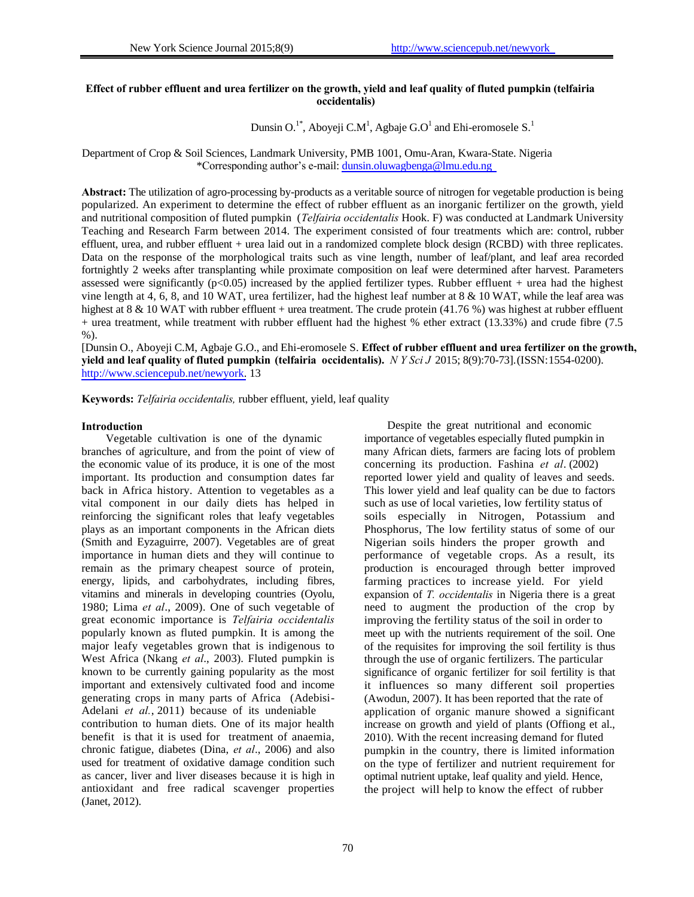# Effect of rubber effluent and urea fertilizer on the growth, yield and leaf quality of fluted pumpkin (telfairia occidentalis)

Dunsin O.[1*], Aboyeji C.M[1], Agbaje G.O[1] and Ehi-eromosele S.[1]

Department of Crop & Soil Sciences, Landmark University, PMB 1001, Omu-Aran, Kwara-State. Nigeria
*Corresponding author's e-mail: dunsin.oluwagbenga@lmu.edu.ng

**Abstract:** The utilization of agro-processing by-products as a veritable source of nitrogen for vegetable production is being popularized. An experiment to determine the effect of rubber effluent as an inorganic fertilizer on the growth, yield and nutritional composition of fluted pumpkin (*Telfairia occidentalis* Hook. F) was conducted at Landmark University Teaching and Research Farm between 2014. The experiment consisted of four treatments which are: control, rubber effluent, urea, and rubber effluent + urea laid out in a randomized complete block design (RCBD) with three replicates. Data on the response of the morphological traits such as vine length, number of leaf/plant, and leaf area recorded fortnightly 2 weeks after transplanting while proximate composition on leaf were determined after harvest. Parameters assessed were significantly ($p<0.05$) increased by the applied fertilizer types. Rubber effluent + urea had the highest vine length at 4, 6, 8, and 10 WAT, urea fertilizer, had the highest leaf number at 8 & 10 WAT, while the leaf area was highest at 8 & 10 WAT with rubber effluent + urea treatment. The crude protein (41.76 %) was highest at rubber effluent + urea treatment, while treatment with rubber effluent had the highest % ether extract (13.33%) and crude fibre (7.5 %).

[Dunsin O., Aboyeji C.M, Agbaje G.O., and Ehi-eromosele S. **Effect of rubber effluent and urea fertilizer on the growth, yield and leaf quality of fluted pumpkin (telfairia occidentalis).** *N Y Sci J* 2015; 8(9):70-73].(ISSN:1554-0200). http://www.sciencepub.net/newyork. 13

**Keywords:** *Telfairia occidentalis,* rubber effluent, yield, leaf quality

## Introduction

Vegetable cultivation is one of the dynamic branches of agriculture, and from the point of view of the economic value of its produce, it is one of the most important. Its production and consumption dates far back in Africa history. Attention to vegetables as a vital component in our daily diets has helped in reinforcing the significant roles that leafy vegetables plays as an important components in the African diets (Smith and Eyzaguirre, 2007). Vegetables are of great importance in human diets and they will continue to remain as the primary cheapest source of protein, energy, lipids, and carbohydrates, including fibres, vitamins and minerals in developing countries (Oyolu, 1980; Lima *et al*., 2009). One of such vegetable of great economic importance is *Telfairia occidentalis* popularly known as fluted pumpkin. It is among the major leafy vegetables grown that is indigenous to West Africa (Nkang *et al*., 2003). Fluted pumpkin is known to be currently gaining popularity as the most important and extensively cultivated food and income generating crops in many parts of Africa (Adebisi-Adelani *et al.*, 2011) because of its undeniable contribution to human diets. One of its major health benefit is that it is used for treatment of anaemia, chronic fatigue, diabetes (Dina, *et al*., 2006) and also used for treatment of oxidative damage condition such as cancer, liver and liver diseases because it is high in antioxidant and free radical scavenger properties (Janet, 2012).

Despite the great nutritional and economic importance of vegetables especially fluted pumpkin in many African diets, farmers are facing lots of problem concerning its production. Fashina *et al*. (2002) reported lower yield and quality of leaves and seeds. This lower yield and leaf quality can be due to factors such as use of local varieties, low fertility status of soils especially in Nitrogen, Potassium and Phosphorus, The low fertility status of some of our Nigerian soils hinders the proper growth and performance of vegetable crops. As a result, its production is encouraged through better improved farming practices to increase yield. For yield expansion of *T. occidentalis* in Nigeria there is a great need to augment the production of the crop by improving the fertility status of the soil in order to meet up with the nutrients requirement of the soil. One of the requisites for improving the soil fertility is thus through the use of organic fertilizers. The particular significance of organic fertilizer for soil fertility is that it influences so many different soil properties (Awodun, 2007). It has been reported that the rate of application of organic manure showed a significant increase on growth and yield of plants (Offiong et al., 2010). With the recent increasing demand for fluted pumpkin in the country, there is limited information on the type of fertilizer and nutrient requirement for optimal nutrient uptake, leaf quality and yield. Hence, the project will help to know the effect of rubber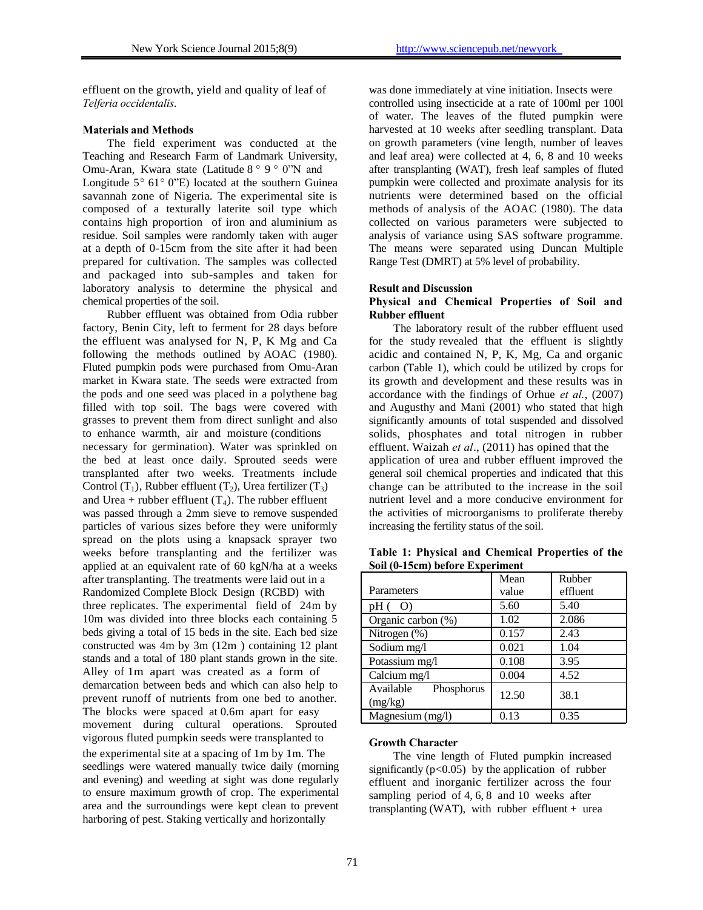effluent on the growth, yield and quality of leaf of *Telferia occidentalis*.

## Materials and Methods

The field experiment was conducted at the Teaching and Research Farm of Landmark University, Omu-Aran, Kwara state (Latitude 8 ° 9 ° 0"N and Longitude 5° 61° 0"E) located at the southern Guinea savannah zone of Nigeria. The experimental site is composed of a texturally laterite soil type which contains high proportion of iron and aluminium as residue. Soil samples were randomly taken with auger at a depth of 0-15cm from the site after it had been prepared for cultivation. The samples was collected and packaged into sub-samples and taken for laboratory analysis to determine the physical and chemical properties of the soil.

Rubber effluent was obtained from Odia rubber factory, Benin City, left to ferment for 28 days before the effluent was analysed for N, P, K Mg and Ca following the methods outlined by AOAC (1980). Fluted pumpkin pods were purchased from Omu-Aran market in Kwara state. The seeds were extracted from the pods and one seed was placed in a polythene bag filled with top soil. The bags were covered with grasses to prevent them from direct sunlight and also to enhance warmth, air and moisture (conditions necessary for germination). Water was sprinkled on the bed at least once daily. Sprouted seeds were transplanted after two weeks. Treatments include Control ($T_1$), Rubber effluent ($T_2$), Urea fertilizer ($T_3$) and Urea + rubber effluent ($T_4$). The rubber effluent was passed through a 2mm sieve to remove suspended particles of various sizes before they were uniformly spread on the plots using a knapsack sprayer two weeks before transplanting and the fertilizer was applied at an equivalent rate of 60 kgN/ha at a weeks after transplanting. The treatments were laid out in a Randomized Complete Block Design (RCBD) with three replicates. The experimental field of 24m by 10m was divided into three blocks each containing 5 beds giving a total of 15 beds in the site. Each bed size constructed was 4m by 3m (12m ) containing 12 plant stands and a total of 180 plant stands grown in the site. Alley of 1m apart was created as a form of demarcation between beds and which can also help to prevent runoff of nutrients from one bed to another. The blocks were spaced at 0.6m apart for easy movement during cultural operations. Sprouted vigorous fluted pumpkin seeds were transplanted to the experimental site at a spacing of 1m by 1m. The seedlings were watered manually twice daily (morning and evening) and weeding at sight was done regularly to ensure maximum growth of crop. The experimental area and the surroundings were kept clean to prevent harboring of pest. Staking vertically and horizontally was done immediately at vine initiation. Insects were controlled using insecticide at a rate of 100ml per 100l of water. The leaves of the fluted pumpkin were harvested at 10 weeks after seedling transplant. Data on growth parameters (vine length, number of leaves and leaf area) were collected at 4, 6, 8 and 10 weeks after transplanting (WAT), fresh leaf samples of fluted pumpkin were collected and proximate analysis for its nutrients were determined based on the official methods of analysis of the AOAC (1980). The data collected on various parameters were subjected to analysis of variance using SAS software programme. The means were separated using Duncan Multiple Range Test (DMRT) at 5% level of probability.

## Result and Discussion

### Physical and Chemical Properties of Soil and Rubber effluent

The laboratory result of the rubber effluent used for the study revealed that the effluent is slightly acidic and contained N, P, K, Mg, Ca and organic carbon (Table 1), which could be utilized by crops for its growth and development and these results was in accordance with the findings of Orhue *et al.*, (2007) and Augusthy and Mani (2001) who stated that high significantly amounts of total suspended and dissolved solids, phosphates and total nitrogen in rubber effluent. Waizah *et al*., (2011) has opined that the application of urea and rubber effluent improved the general soil chemical properties and indicated that this change can be attributed to the increase in the soil nutrient level and a more conducive environment for the activities of microorganisms to proliferate thereby increasing the fertility status of the soil.

**Table 1: Physical and Chemical Properties of the Soil (0-15cm) before Experiment**

| Parameters | Mean value | Rubber effluent |
|---|---|---|
| pH ( O) | 5.60 | 5.40 |
| Organic carbon (%) | 1.02 | 2.086 |
| Nitrogen (%) | 0.157 | 2.43 |
| Sodium mg/l | 0.021 | 1.04 |
| Potassium mg/l | 0.108 | 3.95 |
| Calcium mg/l | 0.004 | 4.52 |
| Available Phosphorus (mg/kg) | 12.50 | 38.1 |
| Magnesium (mg/l) | 0.13 | 0.35 |

### Growth Character

The vine length of Fluted pumpkin increased significantly ($p<0.05$) by the application of rubber effluent and inorganic fertilizer across the four sampling period of 4, 6, 8 and 10 weeks after transplanting (WAT), with rubber effluent + urea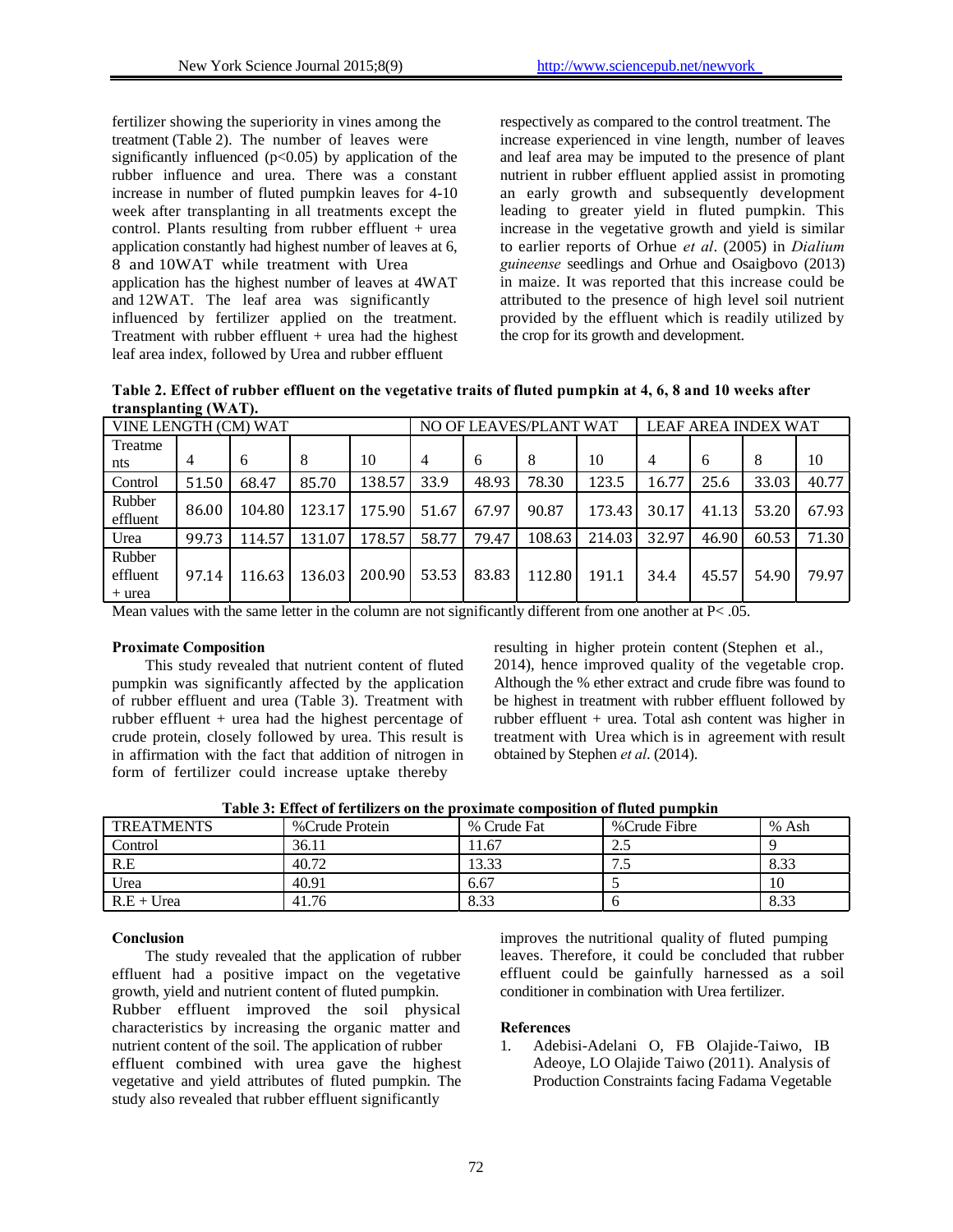fertilizer showing the superiority in vines among the treatment (Table 2). The number of leaves were significantly influenced ($p<0.05$) by application of the rubber influence and urea. There was a constant increase in number of fluted pumpkin leaves for 4-10 week after transplanting in all treatments except the control. Plants resulting from rubber effluent + urea application constantly had highest number of leaves at 6, 8 and 10WAT while treatment with Urea application has the highest number of leaves at 4WAT and 12WAT. The leaf area was significantly influenced by fertilizer applied on the treatment. Treatment with rubber effluent + urea had the highest leaf area index, followed by Urea and rubber effluent respectively as compared to the control treatment. The increase experienced in vine length, number of leaves and leaf area may be imputed to the presence of plant nutrient in rubber effluent applied assist in promoting an early growth and subsequently development leading to greater yield in fluted pumpkin. This increase in the vegetative growth and yield is similar to earlier reports of Orhue *et al*. (2005) in *Dialium guineense* seedlings and Orhue and Osaigbovo (2013) in maize. It was reported that this increase could be attributed to the presence of high level soil nutrient provided by the effluent which is readily utilized by the crop for its growth and development.

**Table 2. Effect of rubber effluent on the vegetative traits of fluted pumpkin at 4, 6, 8 and 10 weeks after transplanting (WAT).**

| VINE LENGTH (CM) WAT | | | | | NO OF LEAVES/PLANT WAT | | | | LEAF AREA INDEX WAT | | | |
|---|---|---|---|---|---|---|---|---|---|---|---|---|
| Treatments | 4 | 6 | 8 | 10 | 4 | 6 | 8 | 10 | 4 | 6 | 8 | 10 |
| Control | 51.50 | 68.47 | 85.70 | 138.57 | 33.9 | 48.93 | 78.30 | 123.5 | 16.77 | 25.6 | 33.03 | 40.77 |
| Rubber effluent | 86.00 | 104.80 | 123.17 | 175.90 | 51.67 | 67.97 | 90.87 | 173.43 | 30.17 | 41.13 | 53.20 | 67.93 |
| Urea | 99.73 | 114.57 | 131.07 | 178.57 | 58.77 | 79.47 | 108.63 | 214.03 | 32.97 | 46.90 | 60.53 | 71.30 |
| Rubber effluent + urea | 97.14 | 116.63 | 136.03 | 200.90 | 53.53 | 83.83 | 112.80 | 191.1 | 34.4 | 45.57 | 54.90 | 79.97 |

Mean values with the same letter in the column are not significantly different from one another at $P< .05$.

**Proximate Composition**

This study revealed that nutrient content of fluted pumpkin was significantly affected by the application of rubber effluent and urea (Table 3). Treatment with rubber effluent + urea had the highest percentage of crude protein, closely followed by urea. This result is in affirmation with the fact that addition of nitrogen in form of fertilizer could increase uptake thereby resulting in higher protein content (Stephen et al., 2014), hence improved quality of the vegetable crop. Although the % ether extract and crude fibre was found to be highest in treatment with rubber effluent followed by rubber effluent + urea. Total ash content was higher in treatment with Urea which is in agreement with result obtained by Stephen *et al.* (2014).

**Table 3: Effect of fertilizers on the proximate composition of fluted pumpkin**

| TREATMENTS | %Crude Protein | % Crude Fat | %Crude Fibre | % Ash |
|---|---|---|---|---|
| Control | 36.11 | 11.67 | 2.5 | 9 |
| R.E | 40.72 | 13.33 | 7.5 | 8.33 |
| Urea | 40.91 | 6.67 | 5 | 10 |
| R.E + Urea | 41.76 | 8.33 | 6 | 8.33 |

**Conclusion**

The study revealed that the application of rubber effluent had a positive impact on the vegetative growth, yield and nutrient content of fluted pumpkin. Rubber effluent improved the soil physical characteristics by increasing the organic matter and nutrient content of the soil. The application of rubber effluent combined with urea gave the highest vegetative and yield attributes of fluted pumpkin. The study also revealed that rubber effluent significantly improves the nutritional quality of fluted pumping leaves. Therefore, it could be concluded that rubber effluent could be gainfully harnessed as a soil conditioner in combination with Urea fertilizer.

**References**

1. Adebisi-Adelani O, FB Olajide-Taiwo, IB Adeoye, LO Olajide Taiwo (2011). Analysis of Production Constraints facing Fadama Vegetable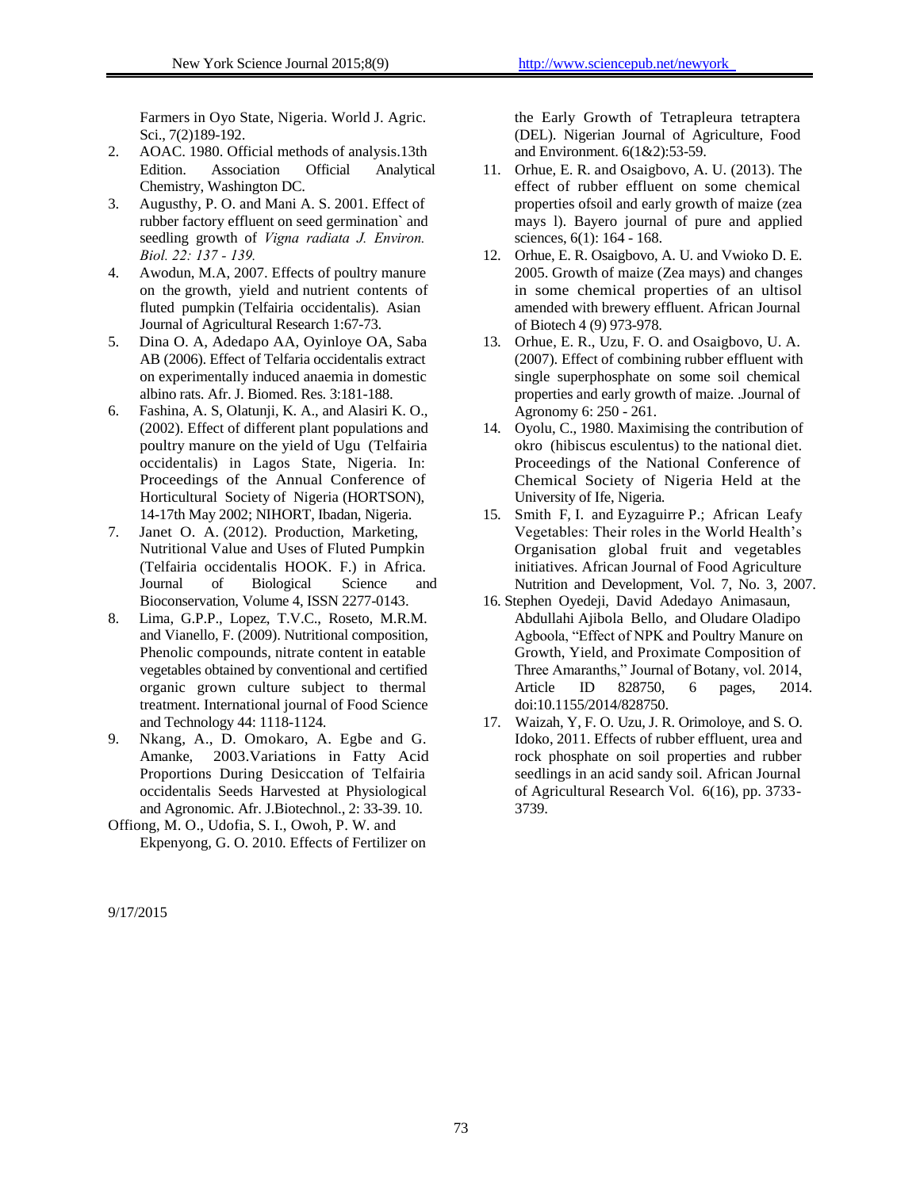Farmers in Oyo State, Nigeria. World J. Agric. Sci., 7(2)189-192.

2. AOAC. 1980. Official methods of analysis.13th Edition. Association Official Analytical Chemistry, Washington DC.
3. Augusthy, P. O. and Mani A. S. 2001. Effect of rubber factory effluent on seed germination` and seedling growth of *Vigna radiata J. Environ. Biol. 22: 137 - 139.*
4. Awodun, M.A, 2007. Effects of poultry manure on the growth, yield and nutrient contents of fluted pumpkin (Telfairia occidentalis). Asian Journal of Agricultural Research 1:67-73.
5. Dina O. A, Adedapo AA, Oyinloye OA, Saba AB (2006). Effect of Telfaria occidentalis extract on experimentally induced anaemia in domestic albino rats. Afr. J. Biomed. Res. 3:181-188.
6. Fashina, A. S, Olatunji, K. A., and Alasiri K. O., (2002). Effect of different plant populations and poultry manure on the yield of Ugu (Telfairia occidentalis) in Lagos State, Nigeria. In: Proceedings of the Annual Conference of Horticultural Society of Nigeria (HORTSON), 14-17th May 2002; NIHORT, Ibadan, Nigeria.
7. Janet O. A. (2012). Production, Marketing, Nutritional Value and Uses of Fluted Pumpkin (Telfairia occidentalis HOOK. F.) in Africa. Journal of Biological Science and Bioconservation, Volume 4, ISSN 2277-0143.
8. Lima, G.P.P., Lopez, T.V.C., Roseto, M.R.M. and Vianello, F. (2009). Nutritional composition, Phenolic compounds, nitrate content in eatable vegetables obtained by conventional and certified organic grown culture subject to thermal treatment. International journal of Food Science and Technology 44: 1118-1124.
9. Nkang, A., D. Omokaro, A. Egbe and G. Amanke, 2003.Variations in Fatty Acid Proportions During Desiccation of Telfairia occidentalis Seeds Harvested at Physiological and Agronomic. Afr. J.Biotechnol., 2: 33-39. 10.

Offiong, M. O., Udofia, S. I., Owoh, P. W. and Ekpenyong, G. O. 2010. Effects of Fertilizer on the Early Growth of Tetrapleura tetraptera (DEL). Nigerian Journal of Agriculture, Food and Environment. 6(1&2):53-59.

11. Orhue, E. R. and Osaigbovo, A. U. (2013). The effect of rubber effluent on some chemical properties ofsoil and early growth of maize (zea mays l). Bayero journal of pure and applied sciences, 6(1): 164 - 168.
12. Orhue, E. R. Osaigbovo, A. U. and Vwioko D. E. 2005. Growth of maize (Zea mays) and changes in some chemical properties of an ultisol amended with brewery effluent. African Journal of Biotech 4 (9) 973-978.
13. Orhue, E. R., Uzu, F. O. and Osaigbovo, U. A. (2007). Effect of combining rubber effluent with single superphosphate on some soil chemical properties and early growth of maize. .Journal of Agronomy 6: 250 - 261.
14. Oyolu, C., 1980. Maximising the contribution of okro (hibiscus esculentus) to the national diet. Proceedings of the National Conference of Chemical Society of Nigeria Held at the University of Ife, Nigeria.
15. Smith F, I. and Eyzaguirre P.; African Leafy Vegetables: Their roles in the World Health's Organisation global fruit and vegetables initiatives. African Journal of Food Agriculture Nutrition and Development, Vol. 7, No. 3, 2007.
16. Stephen Oyedeji, David Adedayo Animasaun, Abdullahi Ajibola Bello, and Oludare Oladipo Agboola, "Effect of NPK and Poultry Manure on Growth, Yield, and Proximate Composition of Three Amaranths," Journal of Botany, vol. 2014, Article ID 828750, 6 pages, 2014. doi:10.1155/2014/828750.
17. Waizah, Y, F. O. Uzu, J. R. Orimoloye, and S. O. Idoko, 2011. Effects of rubber effluent, urea and rock phosphate on soil properties and rubber seedlings in an acid sandy soil. African Journal of Agricultural Research Vol. 6(16), pp. 3733-3739.

9/17/2015